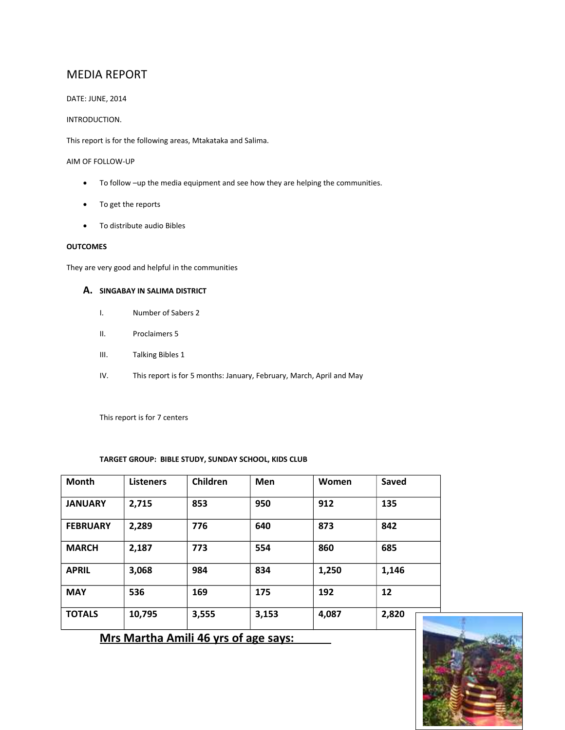# MEDIA REPORT

DATE: JUNE, 2014

INTRODUCTION.

This report is for the following areas, Mtakataka and Salima.

AIM OF FOLLOW-UP

- To follow –up the media equipment and see how they are helping the communities.
- To get the reports
- To distribute audio Bibles

**OUTCOMES**

They are very good and helpful in the communities

## A. SINGABAY IN SALIMA DISTRICT

I. Number of Sabers 2

II. Proclaimers 5

III. Talking Bibles 1

IV. This report is for 5 months: January, February, March, April and May

This report is for 7 centers

**TARGET GROUP: BIBLE STUDY, SUNDAY SCHOOL, KIDS CLUB**

| Month | Listeners | Children | Men | Women | Saved |
|---|---|---|---|---|---|
| **JANUARY** | **2,715** | **853** | **950** | **912** | **135** |
| **FEBRUARY** | **2,289** | **776** | **640** | **873** | **842** |
| **MARCH** | **2,187** | **773** | **554** | **860** | **685** |
| **APRIL** | **3,068** | **984** | **834** | **1,250** | **1,146** |
| **MAY** | **536** | **169** | **175** | **192** | **12** |
| **TOTALS** | **10,795** | **3,555** | **3,153** | **4,087** | **2,820** |

**Mrs Martha Amili 46 yrs of age says:**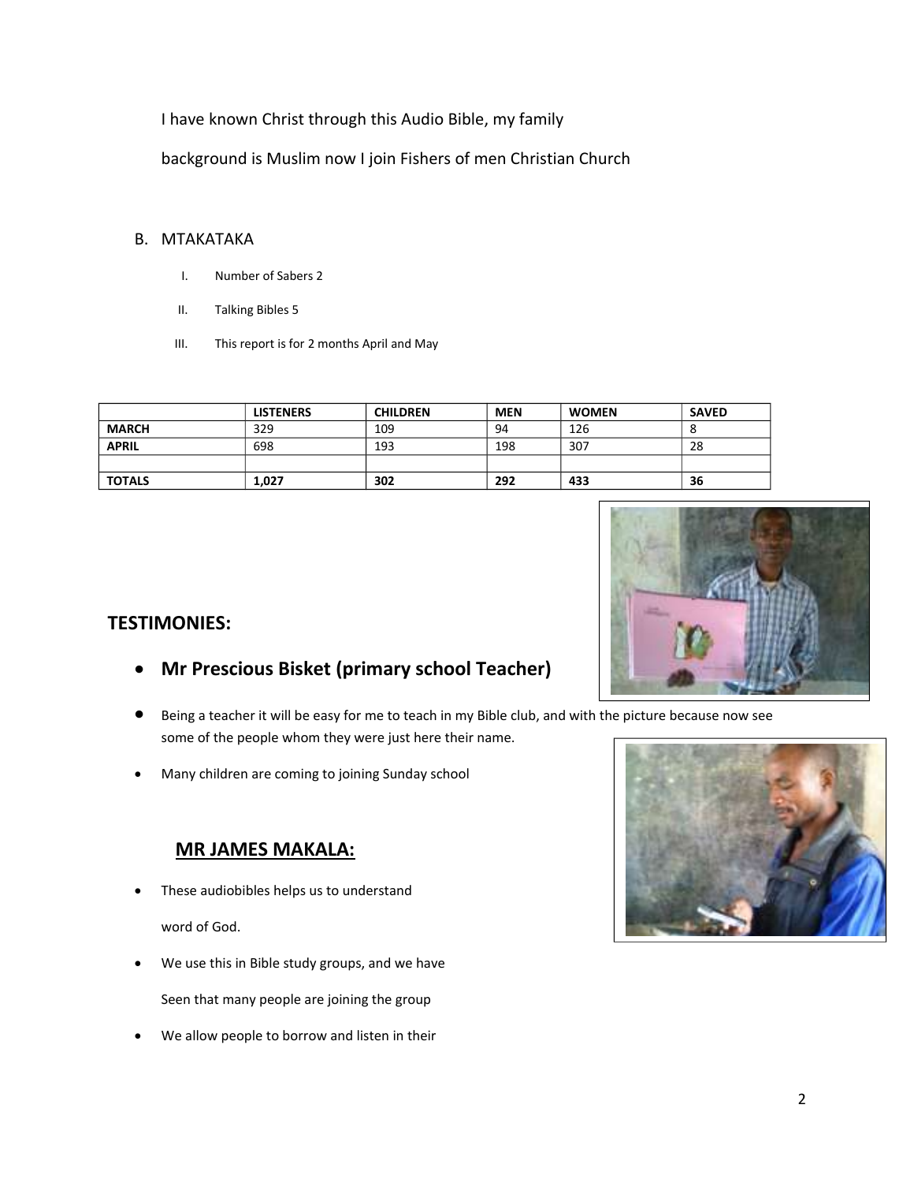I have known Christ through this Audio Bible, my family

background is Muslim now I join Fishers of men Christian Church

B. MTAKATAKA

I. Number of Sabers 2

II. Talking Bibles 5

III. This report is for 2 months April and May

| | LISTENERS | CHILDREN | MEN | WOMEN | SAVED |
|---|---|---|---|---|---|
| **MARCH** | 329 | 109 | 94 | 126 | 8 |
| **APRIL** | 698 | 193 | 198 | 307 | 28 |
| | | | | | |
| **TOTALS** | **1,027** | **302** | **292** | **433** | **36** |

## TESTIMONIES:

- **Mr Prescious Bisket (primary school Teacher)**

- Being a teacher it will be easy for me to teach in my Bible club, and with the picture because now see some of the people whom they were just here their name.
- Many children are coming to joining Sunday school

### MR JAMES MAKALA:

- These audiobibles helps us to understand

  word of God.

- We use this in Bible study groups, and we have

  Seen that many people are joining the group

- We allow people to borrow and listen in their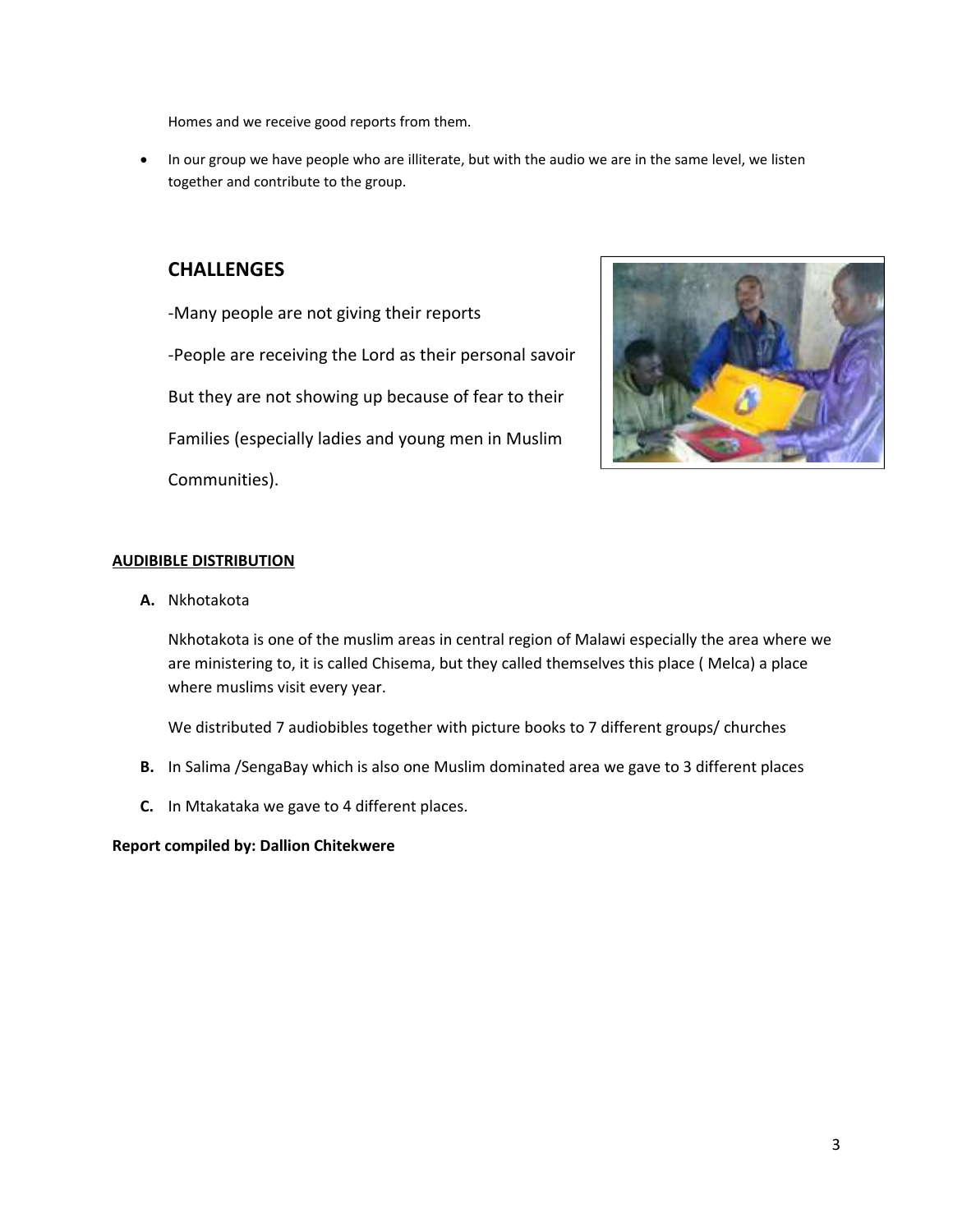Homes and we receive good reports from them.

- In our group we have people who are illiterate, but with the audio we are in the same level, we listen together and contribute to the group.

## CHALLENGES

-Many people are not giving their reports

-People are receiving the Lord as their personal savoir

But they are not showing up because of fear to their

Families (especially ladies and young men in Muslim

Communities).

**AUDIBIBLE DISTRIBUTION**

**A.** Nkhotakota

Nkhotakota is one of the muslim areas in central region of Malawi especially the area where we are ministering to, it is called Chisema, but they called themselves this place ( Melca) a place where muslims visit every year.

We distributed 7 audiobibles together with picture books to 7 different groups/ churches

**B.** In Salima /SengaBay which is also one Muslim dominated area we gave to 3 different places

**C.** In Mtakataka we gave to 4 different places.

**Report compiled by: Dallion Chitekwere**